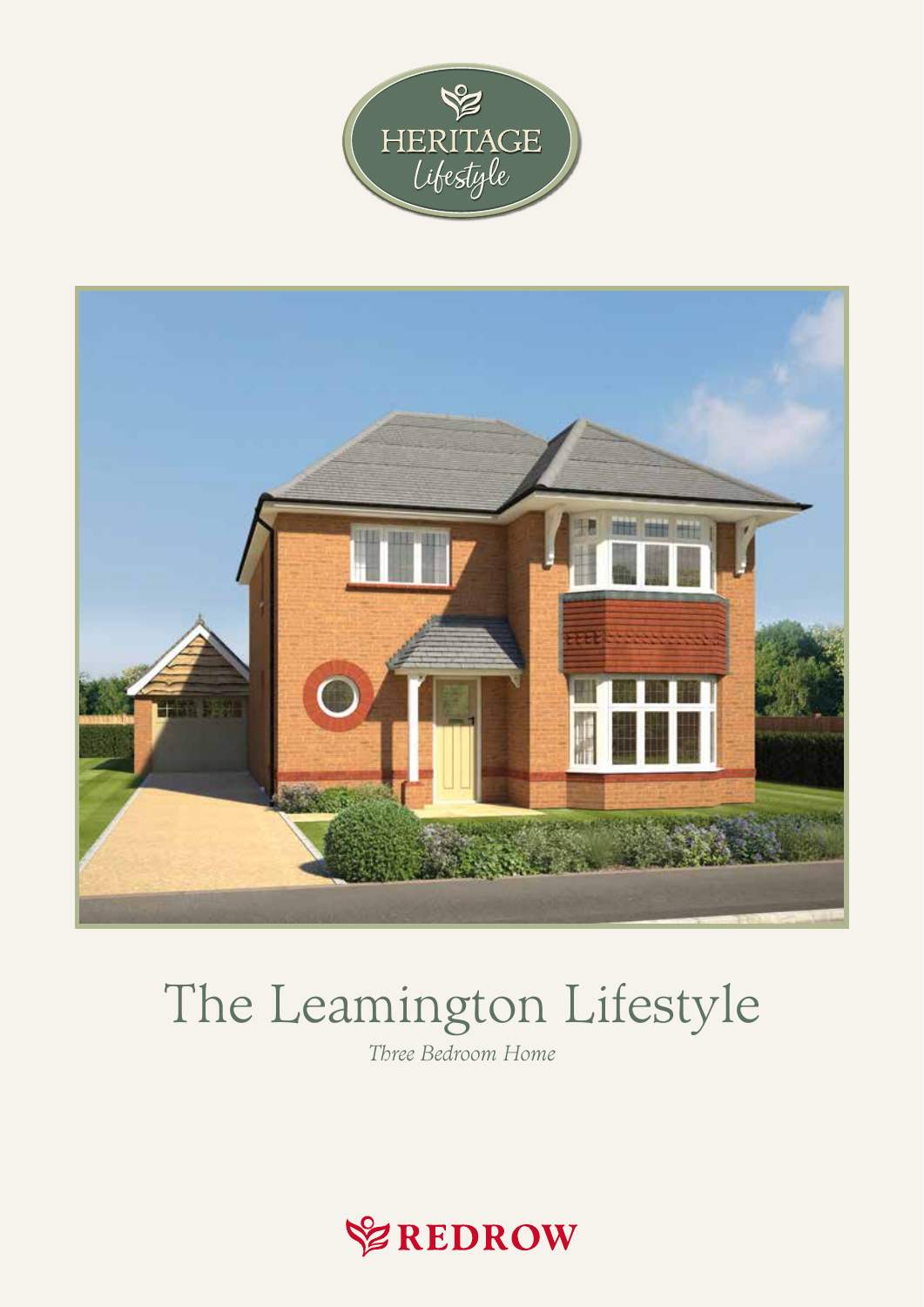HERITAGE
*Lifestyle*

# The Leamington Lifestyle

*Three Bedroom Home*

REDROW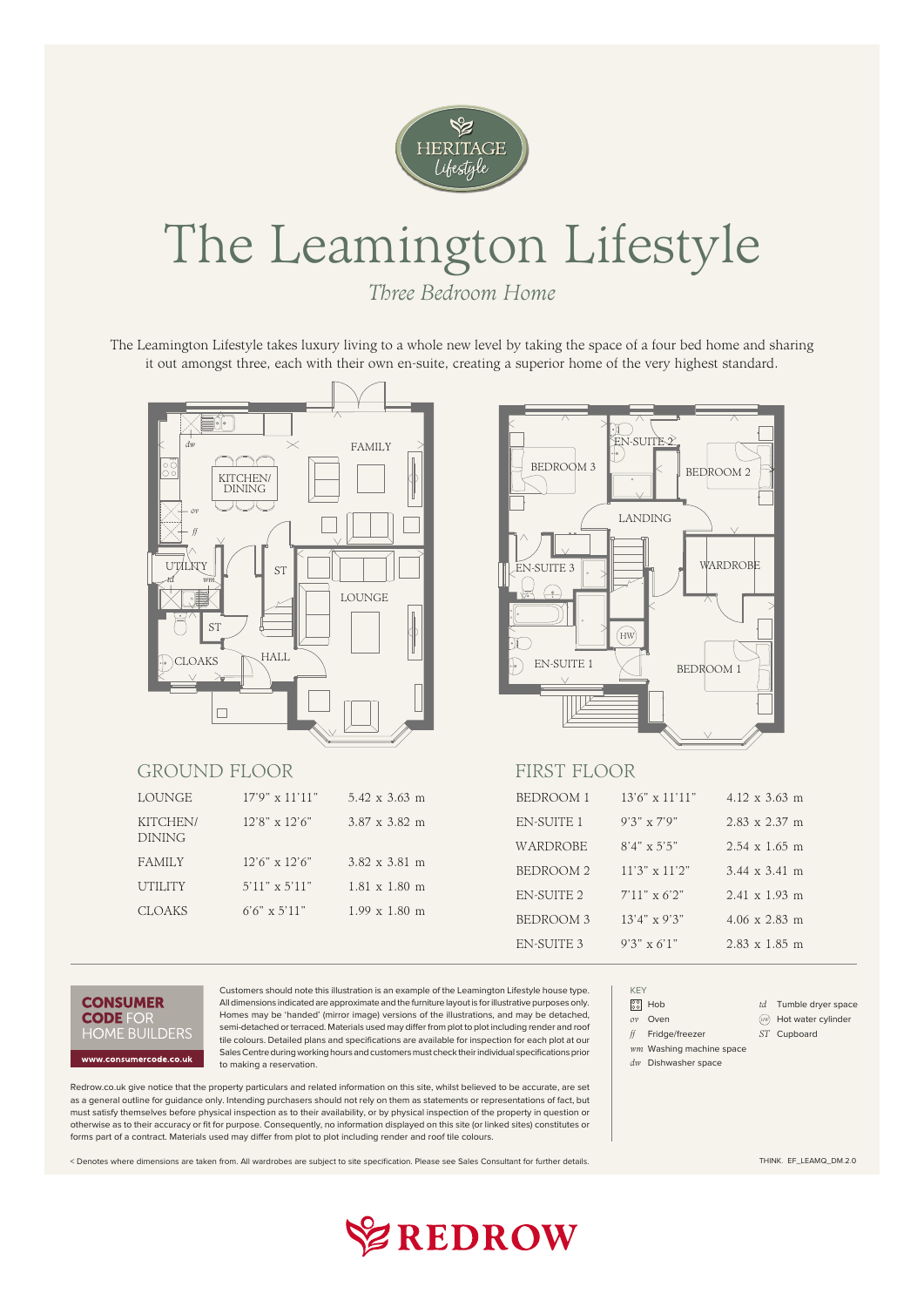HERITAGE Lifestyle

# The Leamington Lifestyle

*Three Bedroom Home*

The Leamington Lifestyle takes luxury living to a whole new level by taking the space of a four bed home and sharing it out amongst three, each with their own en-suite, creating a superior home of the very highest standard.

## GROUND FLOOR

| | | |
|---|---|---|
| LOUNGE | 17'9" x 11'11" | 5.42 x 3.63 m |
| KITCHEN/ DINING | 12'8" x 12'6" | 3.87 x 3.82 m |
| FAMILY | 12'6" x 12'6" | 3.82 x 3.81 m |
| UTILITY | 5'11" x 5'11" | 1.81 x 1.80 m |
| CLOAKS | 6'6" x 5'11" | 1.99 x 1.80 m |

## FIRST FLOOR

| | | |
|---|---|---|
| BEDROOM 1 | 13'6" x 11'11" | 4.12 x 3.63 m |
| EN-SUITE 1 | 9'3" x 7'9" | 2.83 x 2.37 m |
| WARDROBE | 8'4" x 5'5" | 2.54 x 1.65 m |
| BEDROOM 2 | 11'3" x 11'2" | 3.44 x 3.41 m |
| EN-SUITE 2 | 7'11" x 6'2" | 2.41 x 1.93 m |
| BEDROOM 3 | 13'4" x 9'3" | 4.06 x 2.83 m |
| EN-SUITE 3 | 9'3" x 6'1" | 2.83 x 1.85 m |

**CONSUMER CODE** FOR HOME BUILDERS
www.consumercode.co.uk

Customers should note this illustration is an example of the Leamington Lifestyle house type. All dimensions indicated are approximate and the furniture layout is for illustrative purposes only. Homes may be 'handed' (mirror image) versions of the illustrations, and may be detached, semi-detached or terraced. Materials used may differ from plot to plot including render and roof tile colours. Detailed plans and specifications are available for inspection for each plot at our Sales Centre during working hours and customers must check their individual specifications prior to making a reservation.

Redrow.co.uk give notice that the property particulars and related information on this site, whilst believed to be accurate, are set as a general outline for guidance only. Intending purchasers should not rely on them as statements or representations of fact, but must satisfy themselves before physical inspection as to their availability, or by physical inspection of the property in question or otherwise as to their accuracy or fit for purpose. Consequently, no information displayed on this site (or linked sites) constitutes or forms part of a contract. Materials used may differ from plot to plot including render and roof tile colours.

KEY

- Hob
- *ov* Oven
- *ff* Fridge/freezer
- *wm* Washing machine space
- *dw* Dishwasher space
- *td* Tumble dryer space
- HW Hot water cylinder
- *ST* Cupboard

< Denotes where dimensions are taken from. All wardrobes are subject to site specification. Please see Sales Consultant for further details.

THINK. EF_LEAMQ_DM 2.0

REDROW